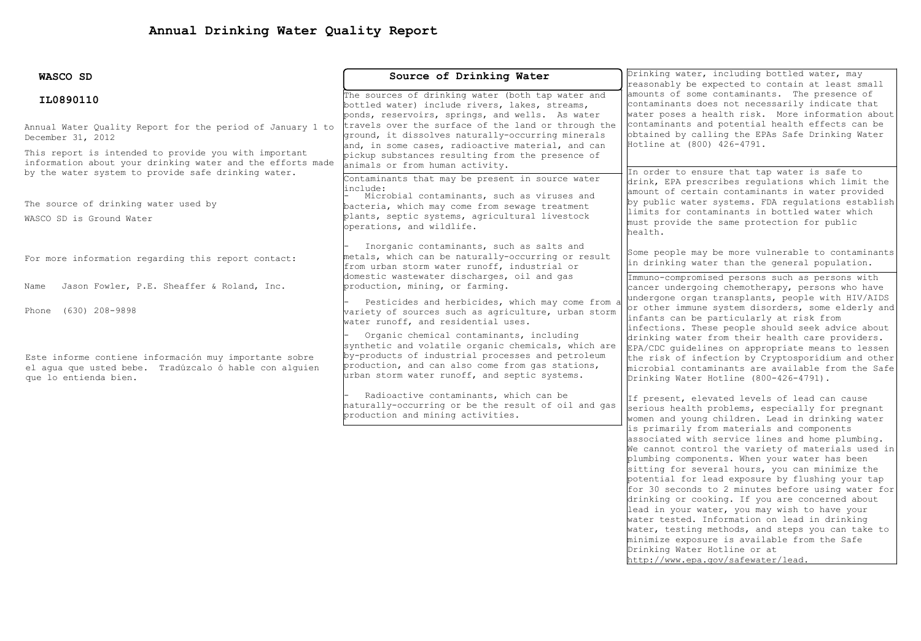# Annual Drinking Water Quality Report

**WASCO SD**

**IL0890110**

Annual Water Quality Report for the period of January 1 to December 31, 2012

This report is intended to provide you with important information about your drinking water and the efforts made by the water system to provide safe drinking water.

The source of drinking water used by

WASCO SD is Ground Water

For more information regarding this report contact:

Name Jason Fowler, P.E. Sheaffer & Roland, Inc.

Phone (630) 208-9898

Este informe contiene información muy importante sobre el agua que usted bebe. Tradúzcalo ó hable con alguien que lo entienda bien.

## Source of Drinking Water

The sources of drinking water (both tap water and bottled water) include rivers, lakes, streams, ponds, reservoirs, springs, and wells. As water travels over the surface of the land or through the ground, it dissolves naturally-occurring minerals and, in some cases, radioactive material, and can pickup substances resulting from the presence of animals or from human activity.

Contaminants that may be present in source water include:

- Microbial contaminants, such as viruses and bacteria, which may come from sewage treatment plants, septic systems, agricultural livestock operations, and wildlife.
- Inorganic contaminants, such as salts and metals, which can be naturally-occurring or result from urban storm water runoff, industrial or domestic wastewater discharges, oil and gas production, mining, or farming.
- Pesticides and herbicides, which may come from a variety of sources such as agriculture, urban storm water runoff, and residential uses.
- Organic chemical contaminants, including synthetic and volatile organic chemicals, which are by-products of industrial processes and petroleum production, and can also come from gas stations, urban storm water runoff, and septic systems.
- Radioactive contaminants, which can be naturally-occurring or be the result of oil and gas production and mining activities.

Drinking water, including bottled water, may reasonably be expected to contain at least small amounts of some contaminants. The presence of contaminants does not necessarily indicate that water poses a health risk. More information about contaminants and potential health effects can be obtained by calling the EPAs Safe Drinking Water Hotline at (800) 426-4791.

In order to ensure that tap water is safe to drink, EPA prescribes regulations which limit the amount of certain contaminants in water provided by public water systems. FDA regulations establish limits for contaminants in bottled water which must provide the same protection for public health.

Some people may be more vulnerable to contaminants in drinking water than the general population.

Immuno-compromised persons such as persons with cancer undergoing chemotherapy, persons who have undergone organ transplants, people with HIV/AIDS or other immune system disorders, some elderly and infants can be particularly at risk from infections. These people should seek advice about drinking water from their health care providers. EPA/CDC guidelines on appropriate means to lessen the risk of infection by Cryptosporidium and other microbial contaminants are available from the Safe Drinking Water Hotline (800-426-4791).

If present, elevated levels of lead can cause serious health problems, especially for pregnant women and young children. Lead in drinking water is primarily from materials and components associated with service lines and home plumbing. We cannot control the variety of materials used in plumbing components. When your water has been sitting for several hours, you can minimize the potential for lead exposure by flushing your tap for 30 seconds to 2 minutes before using water for drinking or cooking. If you are concerned about lead in your water, you may wish to have your water tested. Information on lead in drinking water, testing methods, and steps you can take to minimize exposure is available from the Safe Drinking Water Hotline or at http://www.epa.gov/safewater/lead.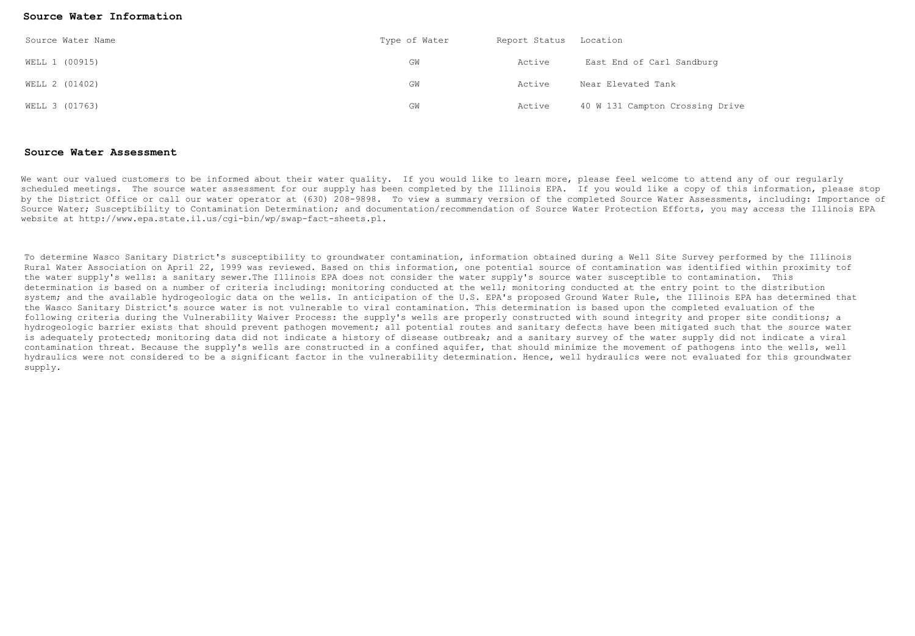## Source Water Information

| Source Water Name | Type of Water | Report Status | Location |
|---|---|---|---|
| WELL 1 (00915) | GW | Active | East End of Carl Sandburg |
| WELL 2 (01402) | GW | Active | Near Elevated Tank |
| WELL 3 (01763) | GW | Active | 40 W 131 Campton Crossing Drive |

## Source Water Assessment

We want our valued customers to be informed about their water quality. If you would like to learn more, please feel welcome to attend any of our regularly scheduled meetings. The source water assessment for our supply has been completed by the Illinois EPA. If you would like a copy of this information, please stop by the District Office or call our water operator at (630) 208-9898. To view a summary version of the completed Source Water Assessments, including: Importance of Source Water; Susceptibility to Contamination Determination; and documentation/recommendation of Source Water Protection Efforts, you may access the Illinois EPA website at http://www.epa.state.il.us/cgi-bin/wp/swap-fact-sheets.pl.

To determine Wasco Sanitary District's susceptibility to groundwater contamination, information obtained during a Well Site Survey performed by the Illinois Rural Water Association on April 22, 1999 was reviewed. Based on this information, one potential source of contamination was identified within proximity tof the water supply's wells: a sanitary sewer.The Illinois EPA does not consider the water supply's source water susceptible to contamination. This determination is based on a number of criteria including: monitoring conducted at the well; monitoring conducted at the entry point to the distribution system; and the available hydrogeologic data on the wells. In anticipation of the U.S. EPA's proposed Ground Water Rule, the Illinois EPA has determined that the Wasco Sanitary District's source water is not vulnerable to viral contamination. This determination is based upon the completed evaluation of the following criteria during the Vulnerability Waiver Process: the supply's wells are properly constructed with sound integrity and proper site conditions; a hydrogeologic barrier exists that should prevent pathogen movement; all potential routes and sanitary defects have been mitigated such that the source water is adequately protected; monitoring data did not indicate a history of disease outbreak; and a sanitary survey of the water supply did not indicate a viral contamination threat. Because the supply's wells are constructed in a confined aquifer, that should minimize the movement of pathogens into the wells, well hydraulics were not considered to be a significant factor in the vulnerability determination. Hence, well hydraulics were not evaluated for this groundwater supply.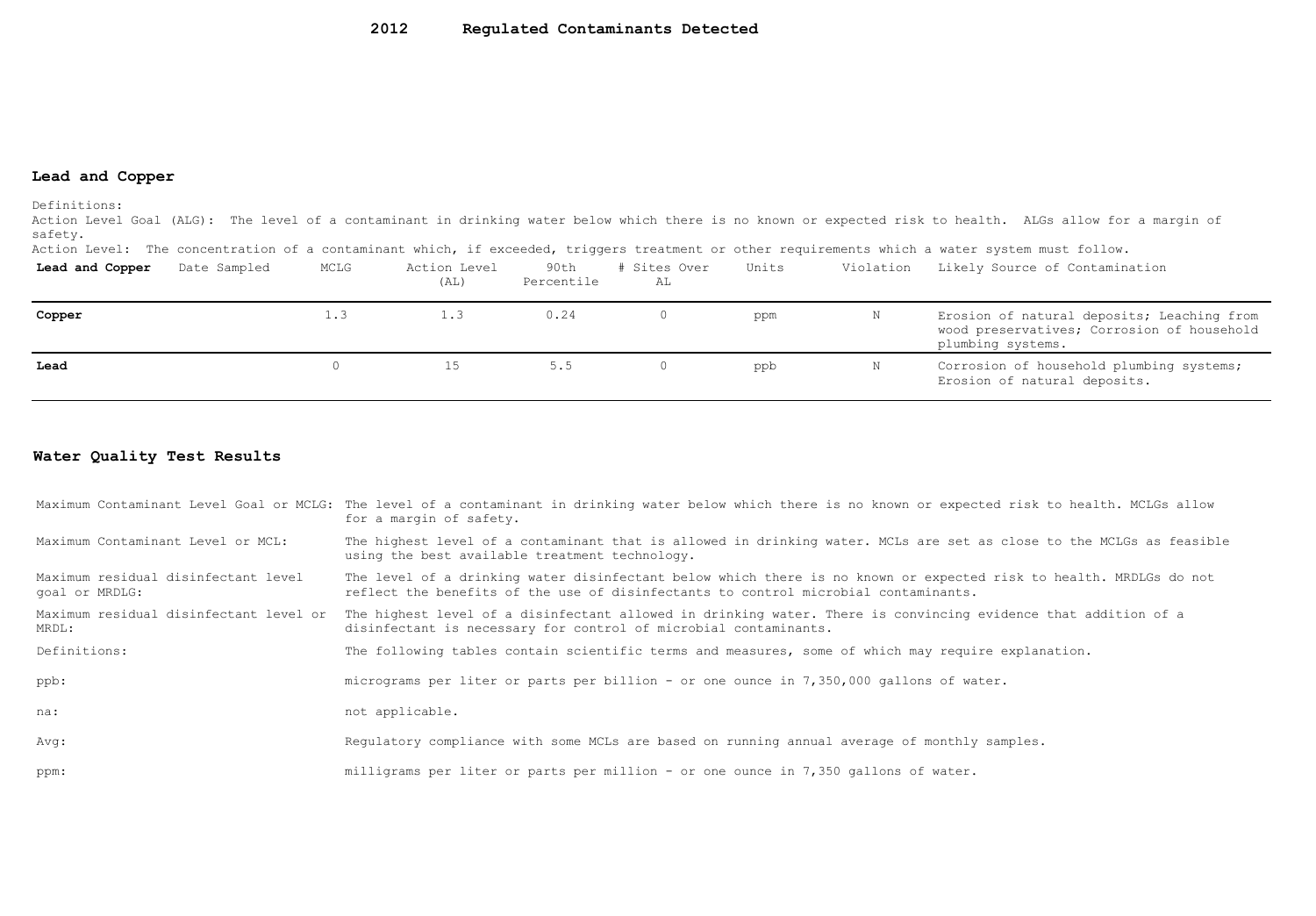# 2012 Regulated Contaminants Detected

## Lead and Copper

Definitions:

Action Level Goal (ALG): The level of a contaminant in drinking water below which there is no known or expected risk to health. ALGs allow for a margin of safety.

Action Level: The concentration of a contaminant which, if exceeded, triggers treatment or other requirements which a water system must follow.

| Lead and Copper | Date Sampled | MCLG | Action Level (AL) | 90th Percentile | # Sites Over AL | Units | Violation | Likely Source of Contamination |
|---|---|---|---|---|---|---|---|---|
| **Copper** | | 1.3 | 1.3 | 0.24 | 0 | ppm | N | Erosion of natural deposits; Leaching from wood preservatives; Corrosion of household plumbing systems. |
| **Lead** | | 0 | 15 | 5.5 | 0 | ppb | N | Corrosion of household plumbing systems; Erosion of natural deposits. |

## Water Quality Test Results

| | |
|---|---|
| Maximum Contaminant Level Goal or MCLG: | The level of a contaminant in drinking water below which there is no known or expected risk to health. MCLGs allow for a margin of safety. |
| Maximum Contaminant Level or MCL: | The highest level of a contaminant that is allowed in drinking water. MCLs are set as close to the MCLGs as feasible using the best available treatment technology. |
| Maximum residual disinfectant level goal or MRDLG: | The level of a drinking water disinfectant below which there is no known or expected risk to health. MRDLGs do not reflect the benefits of the use of disinfectants to control microbial contaminants. |
| Maximum residual disinfectant level or MRDL: | The highest level of a disinfectant allowed in drinking water. There is convincing evidence that addition of a disinfectant is necessary for control of microbial contaminants. |
| Definitions: | The following tables contain scientific terms and measures, some of which may require explanation. |
| ppb: | micrograms per liter or parts per billion - or one ounce in 7,350,000 gallons of water. |
| na: | not applicable. |
| Avg: | Regulatory compliance with some MCLs are based on running annual average of monthly samples. |
| ppm: | milligrams per liter or parts per million - or one ounce in 7,350 gallons of water. |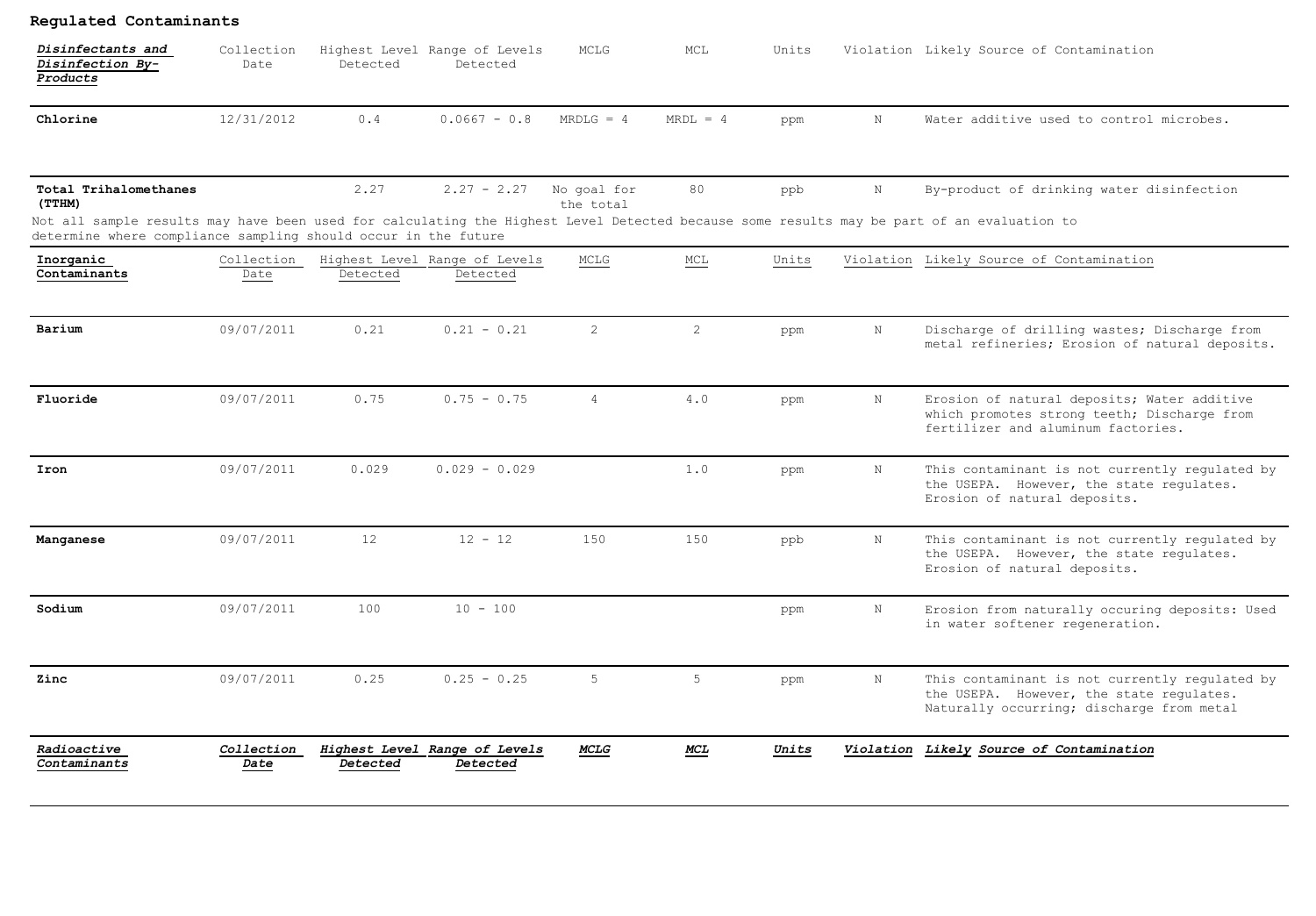## Regulated Contaminants

| *Disinfectants and Disinfection By-Products* | Collection Date | Highest Level Detected | Range of Levels Detected | MCLG | MCL | Units | Violation | Likely Source of Contamination |
|---|---|---|---|---|---|---|---|---|
| **Chlorine** | 12/31/2012 | 0.4 | 0.0667 - 0.8 | MRDLG = 4 | MRDL = 4 | ppm | N | Water additive used to control microbes. |
| **Total Trihalomethanes (TTHM)** | | 2.27 | 2.27 - 2.27 | No goal for the total | 80 | ppb | N | By-product of drinking water disinfection |

Not all sample results may have been used for calculating the Highest Level Detected because some results may be part of an evaluation to determine where compliance sampling should occur in the future

| Inorganic Contaminants | Collection Date | Highest Level Detected | Range of Levels Detected | MCLG | MCL | Units | Violation | Likely Source of Contamination |
|---|---|---|---|---|---|---|---|---|
| **Barium** | 09/07/2011 | 0.21 | 0.21 - 0.21 | 2 | 2 | ppm | N | Discharge of drilling wastes; Discharge from metal refineries; Erosion of natural deposits. |
| **Fluoride** | 09/07/2011 | 0.75 | 0.75 - 0.75 | 4 | 4.0 | ppm | N | Erosion of natural deposits; Water additive which promotes strong teeth; Discharge from fertilizer and aluminum factories. |
| **Iron** | 09/07/2011 | 0.029 | 0.029 - 0.029 | | 1.0 | ppm | N | This contaminant is not currently regulated by the USEPA. However, the state regulates. Erosion of natural deposits. |
| **Manganese** | 09/07/2011 | 12 | 12 - 12 | 150 | 150 | ppb | N | This contaminant is not currently regulated by the USEPA. However, the state regulates. Erosion of natural deposits. |
| **Sodium** | 09/07/2011 | 100 | 10 - 100 | | | ppm | N | Erosion from naturally occuring deposits: Used in water softener regeneration. |
| **Zinc** | 09/07/2011 | 0.25 | 0.25 - 0.25 | 5 | 5 | ppm | N | This contaminant is not currently regulated by the USEPA. However, the state regulates. Naturally occurring; discharge from metal |

| ***Radioactive Contaminants*** | ***Collection Date*** | ***Highest Level Detected*** | ***Range of Levels Detected*** | ***MCLG*** | ***MCL*** | ***Units*** | ***Violation*** | ***Likely Source of Contamination*** |
|---|---|---|---|---|---|---|---|---|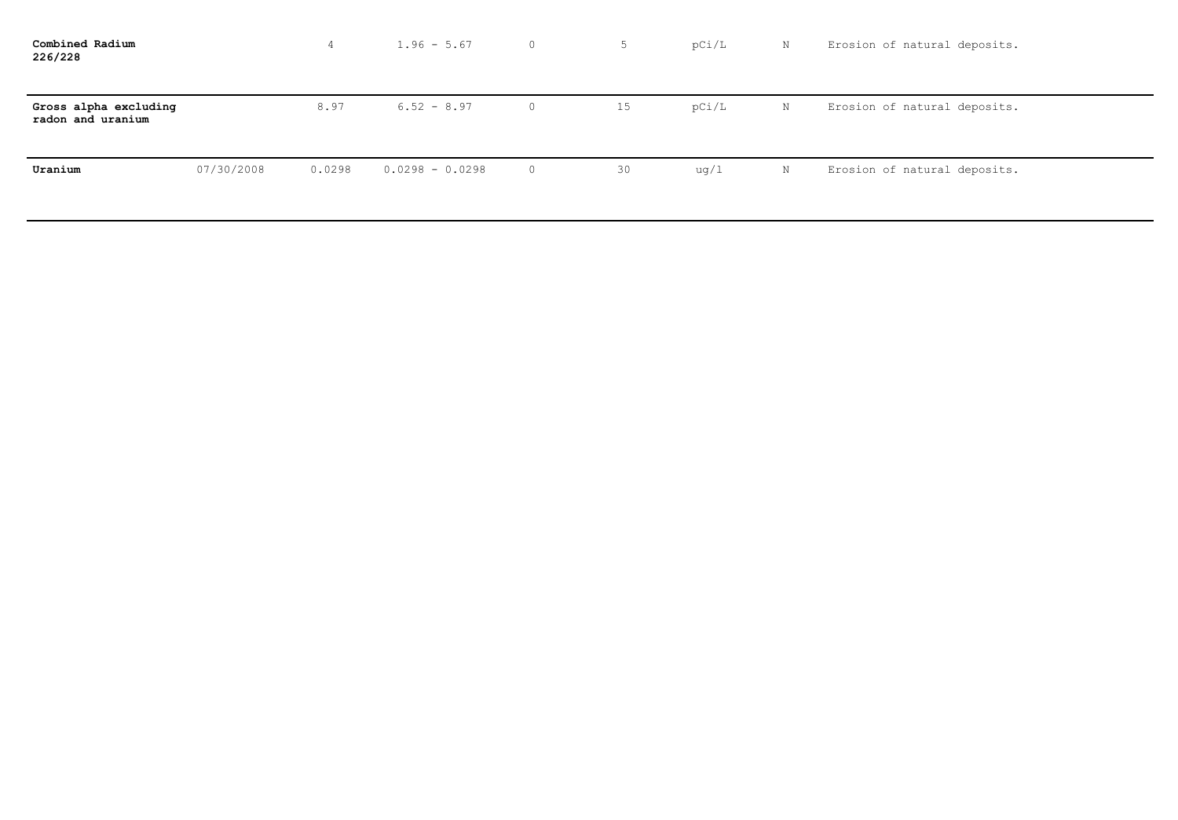| | | | | | | | | |
|---|---|---|---|---|---|---|---|---|
| **Combined Radium 226/228** | | 4 | 1.96 - 5.67 | 0 | 5 | pCi/L | N | Erosion of natural deposits. |
| **Gross alpha excluding radon and uranium** | | 8.97 | 6.52 - 8.97 | 0 | 15 | pCi/L | N | Erosion of natural deposits. |
| **Uranium** | 07/30/2008 | 0.0298 | 0.0298 - 0.0298 | 0 | 30 | ug/l | N | Erosion of natural deposits. |